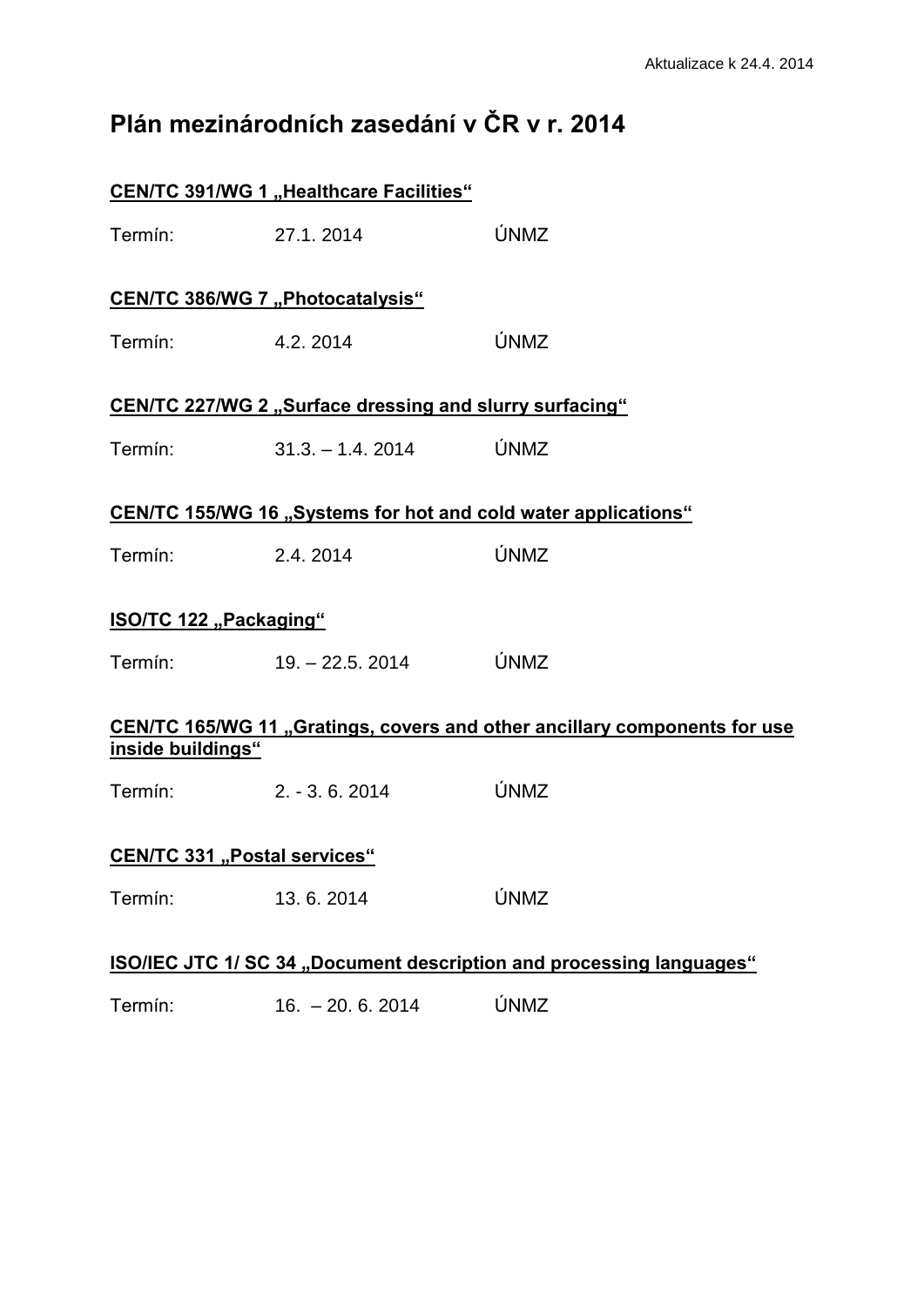Aktualizace k 24.4. 2014

# Plán mezinárodních zasedání v ČR v r. 2014

**CEN/TC 391/WG 1 „Healthcare Facilities“**

Termín: 27.1. 2014 ÚNMZ

**CEN/TC 386/WG 7 „Photocatalysis“**

Termín: 4.2. 2014 ÚNMZ

**CEN/TC 227/WG 2 „Surface dressing and slurry surfacing“**

Termín: 31.3. – 1.4. 2014 ÚNMZ

**CEN/TC 155/WG 16 „Systems for hot and cold water applications“**

Termín: 2.4. 2014 ÚNMZ

**ISO/TC 122 „Packaging“**

Termín: 19. – 22.5. 2014 ÚNMZ

**CEN/TC 165/WG 11 „Gratings, covers and other ancillary components for use inside buildings“**

Termín: 2. - 3. 6. 2014 ÚNMZ

**CEN/TC 331 „Postal services“**

Termín: 13. 6. 2014 ÚNMZ

**ISO/IEC JTC 1/ SC 34 „Document description and processing languages“**

Termín: 16. – 20. 6. 2014 ÚNMZ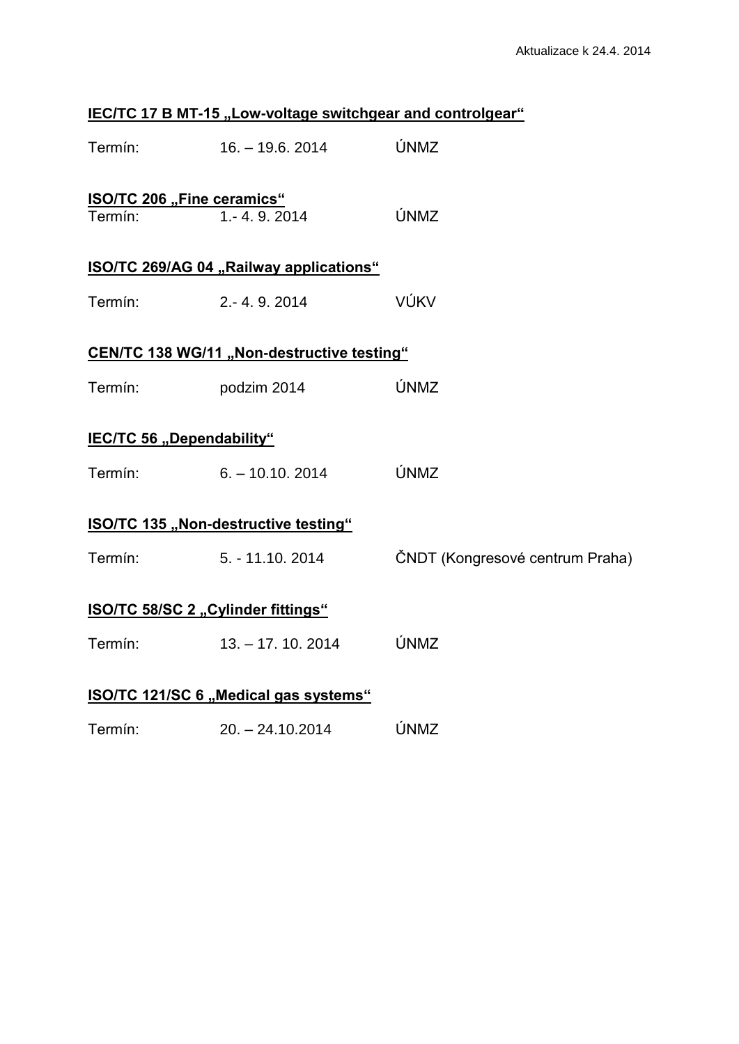**IEC/TC 17 B MT-15 „Low-voltage switchgear and controlgear“**

Termín: 16. – 19.6. 2014 ÚNMZ

**ISO/TC 206 „Fine ceramics“**

Termín: 1.- 4. 9. 2014 ÚNMZ

**ISO/TC 269/AG 04 „Railway applications“**

Termín: 2.- 4. 9. 2014 VÚKV

**CEN/TC 138 WG/11 „Non-destructive testing“**

Termín: podzim 2014 ÚNMZ

**IEC/TC 56 „Dependability“**

Termín: 6. – 10.10. 2014 ÚNMZ

**ISO/TC 135 „Non-destructive testing“**

Termín: 5. - 11.10. 2014 ČNDT (Kongresové centrum Praha)

**ISO/TC 58/SC 2 „Cylinder fittings“**

Termín: 13. – 17. 10. 2014 ÚNMZ

**ISO/TC 121/SC 6 „Medical gas systems“**

Termín: 20. – 24.10.2014 ÚNMZ